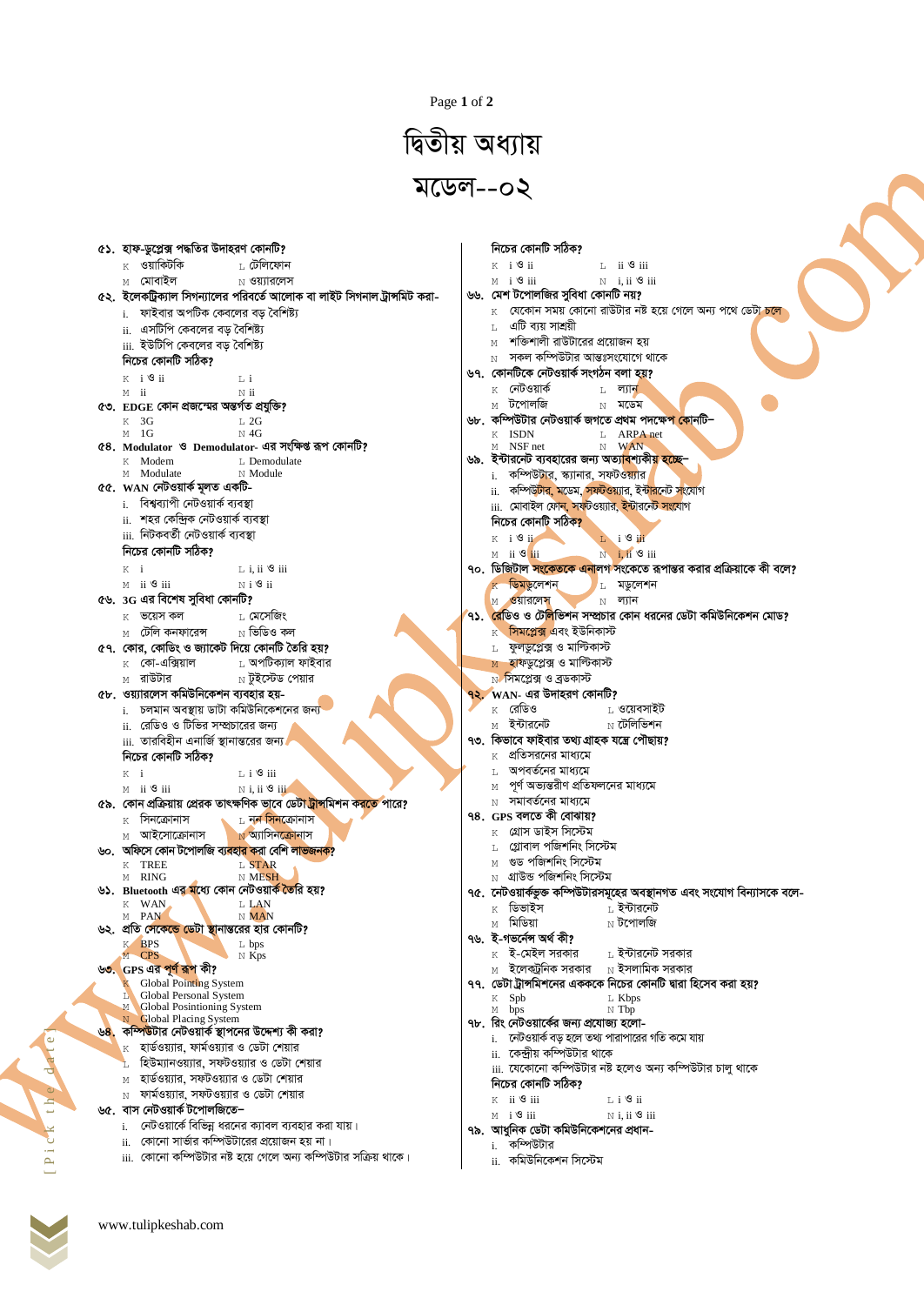# দ্বিতীয় অধ্যায়

# মডেল--০২

৫১. হাফ-ডুপ্লেক্স পদ্ধতির উদাহরণ কোনটি?
- K ওয়াকিটকি
- L টেলিফোন
- M মোবাইল
- N ওয়্যারলেস

৫২. ইলেকট্রিক্যাল সিগন্যালের পরিবর্তে আলোক বা লাইট সিগনাল ট্রান্সমিট করা-
- i. ফাইবার অপটিক কেবলের বড় বৈশিষ্ট্য
- ii. এসটিপি কেবলের বড় বৈশিষ্ট্য
- iii. ইউটিপি কেবলের বড় বৈশিষ্ট্য

নিচের কোনটি সঠিক?
- K i ও ii
- L i
- M ii
- N ii

৫৩. EDGE কোন প্রজন্মের অন্তর্গত প্রযুক্তি?
- K 3G
- L 2G
- M 1G
- N 4G

৫৪. Modulator ও Demodulator- এর সংক্ষিপ্ত রূপ কোনটি?
- K Modem
- L Demodulate
- M Modulate
- N Module

৫৫. WAN নেটওয়ার্ক মূলত একটি-
- i. বিশ্বব্যাপী নেটওয়ার্ক ব্যবস্থা
- ii. শহর কেন্দ্রিক নেটওয়ার্ক ব্যবস্থা
- iii. নিটকবর্তী নেটওয়ার্ক ব্যবস্থা

নিচের কোনটি সঠিক?
- K i
- L i, ii ও iii
- M ii ও iii
- N i ও ii

৫৬. 3G এর বিশেষ সুবিধা কোনটি?
- K ভয়েস কল
- L মেসেজিং
- M টেলি কনফারেন্স
- N ভিডিও কল

৫৭. কোর, কোডিং ও জ্যাকেট দিয়ে কোনটি তৈরি হয়?
- K কো-এক্সিয়াল
- L অপটিক্যাল ফাইবার
- M রাউটার
- N টুইস্টেড পেয়ার

৫৮. ওয়্যারলেস কমিউনিকেশন ব্যবহার হয়-
- i. চলমান অবস্থায় ডাটা কমিউনিকেশনের জন্য
- ii. রেডিও ও টিভির সম্প্রচারের জন্য
- iii. তারবিহীন এনার্জি স্থানান্তরের জন্য

নিচের কোনটি সঠিক?
- K i
- L i ও iii
- M ii ও iii
- N i, ii ও iii

৫৯. কোন প্রক্রিয়ায় প্রেরক তাৎক্ষণিক ভাবে ডেটা ট্রান্সমিশন করতে পারে?
- K সিনক্রোনাস
- L নন সিনক্রোনাস
- M আইসোক্রোনাস
- N অ্যাসিনক্রোনাস

৬০. অফিসে কোন টপোলজি ব্যবহার করা বেশি লাভজনক?
- K TREE
- L STAR
- M RING
- N MESH

৬১. Bluetooth এর মধ্যে কোন নেটওয়ার্ক তৈরি হয়?
- K WAN
- L LAN
- M PAN
- N MAN

৬২. প্রতি সেকেন্ডে ডেটা স্থানান্তরের হার কোনটি?
- K BPS
- L bps
- M CPS
- N Kps

৬৩. GPS এর পূর্ণ রূপ কী?
- K Global Pointing System
- L Global Personal System
- M Global Posintioning System
- N Global Placing System

৬৪. কম্পিউটার নেটওয়ার্ক স্থাপনের উদ্দেশ্য কী করা?
- K হার্ডওয়্যার, ফার্মওয়্যার ও ডেটা শেয়ার
- L হিউম্যানওয়্যার, সফটওয়্যার ও ডেটা শেয়ার
- M হার্ডওয়্যার, সফটওয়্যার ও ডেটা শেয়ার
- N ফার্মওয়্যার, সফটওয়্যার ও ডেটা শেয়ার

৬৫. বাস নেটওয়ার্ক টপোলজিতে–
- i. নেটওয়ার্কে বিভিন্ন ধরনের ক্যাবল ব্যবহার করা যায়।
- ii. কোনো সার্ভার কম্পিউটারের প্রয়োজন হয় না।
- iii. কোনো কম্পিউটার নষ্ট হয়ে গেলে অন্য কম্পিউটার সক্রিয় থাকে।

নিচের কোনটি সঠিক?
- K i ও ii
- L ii ও iii
- M i ও iii
- N i, ii ও iii

৬৬. মেশ টপোলজির সুবিধা কোনটি নয়?
- K যেকোন সময় কোনো রাউটার নষ্ট হয়ে গেলে অন্য পথে ডেটা চলে
- L এটি ব্যয় সাশ্রয়ী
- M শক্তিশালী রাউটারের প্রয়োজন হয়
- N সকল কম্পিউটার আন্তঃসংযোগে থাকে

৬৭. কোনটিকে নেটওয়ার্ক সংগঠন বলা হয়?
- K নেটওয়ার্ক
- L ল্যান
- M টপোলজি
- N মডেম

৬৮. কম্পিউটার নেটওয়ার্ক জগতে প্রথম পদক্ষেপ কোনটি–
- K ISDN
- L ARPA net
- M NSF net
- N WAN

৬৯. ইন্টারনেট ব্যবহারের জন্য অত্যাবশ্যকীয় হচ্ছে–
- i. কম্পিউটার, স্ক্যানার, সফটওয়্যার
- ii. কম্পিউটার, মডেম, সফটওয়্যার, ইন্টারনেট সংযোগ
- iii. মোবাইল ফোন, সফটওয়্যার, ইন্টারনেট সংযোগ

নিচের কোনটি সঠিক?
- K i ও ii
- L i ও iii
- M ii ও iii
- N i, ii ও iii

৭০. ডিজিটাল সংকেতকে এনালগ সংকেতে রূপান্তর করার প্রক্রিয়াকে কী বলে?
- K ডিমডুলেশন
- L মডুলেশন
- M ওয়ারলেস
- N ল্যান

৭১. রেডিও ও টেলিভিশন সম্প্রচার কোন ধরনের ডেটা কমিউনিকেশন মোড?
- K সিমপ্লেক্স এবং ইউনিকাস্ট
- L ফুলডুপ্লেক্স ও মাল্টিকাস্ট
- M হাফডুপ্লেক্স ও মাল্টিকাস্ট
- N সিমপ্লেক্স ও ব্রডকাস্ট

৭২. WAN- এর উদাহরণ কোনটি?
- K রেডিও
- L ওয়েবসাইট
- M ইন্টারনেট
- N টেলিভিশন

৭৩. কিভাবে ফাইবার তথ্য গ্রাহক যন্ত্রে পৌছায়?
- K প্রতিসরনের মাধ্যমে
- L অপবর্তনের মাধ্যমে
- M পূর্ণ অভ্যন্তরীণ প্রতিফলনের মাধ্যমে
- N সমাবর্তনের মাধ্যমে

৭৪. GPS বলতে কী বোঝায়?
- K গ্রোস ডাইস সিস্টেম
- L গ্লোবাল পজিশনিং সিস্টেম
- M গুড পজিশনিং সিস্টেম
- N গ্রাউন্ড পজিশনিং সিস্টেম

৭৫. নেটওয়ার্কভুক্ত কম্পিউটারসমূহের অবস্থানগত এবং সংযোগ বিন্যাসকে বলে-
- K ডিভাইস
- L ইন্টারনেট
- M মিডিয়া
- N টপোলজি

৭৬. ই-গভর্নেন্স অর্থ কী?
- K ই-মেইল সরকার
- L ইন্টারনেট সরকার
- M ইলেকট্রনিক সরকার
- N ইসলামিক সরকার

৭৭. ডেটা ট্রান্সমিশনের একককে নিচের কোনটি দ্বারা হিসেব করা হয়?
- K Spb
- L Kbps
- M bps
- N Tbp

৭৮. রিং নেটওয়ার্কের জন্য প্রযোজ্য হলো-
- i. নেটওয়ার্ক বড় হলে তথ্য পারাপারের গতি কমে যায়
- ii. কেন্দ্রীয় কম্পিউটার থাকে
- iii. যেকোনো কম্পিউটার নষ্ট হলেও অন্য কম্পিউটার চালু থাকে

নিচের কোনটি সঠিক?
- K ii ও iii
- L i ও ii
- M i ও iii
- N i, ii ও iii

৭৯. আধুনিক ডেটা কমিউনিকেশনের প্রধান-
- i. কম্পিউটার
- ii. কমিউনিকেশন সিস্টেম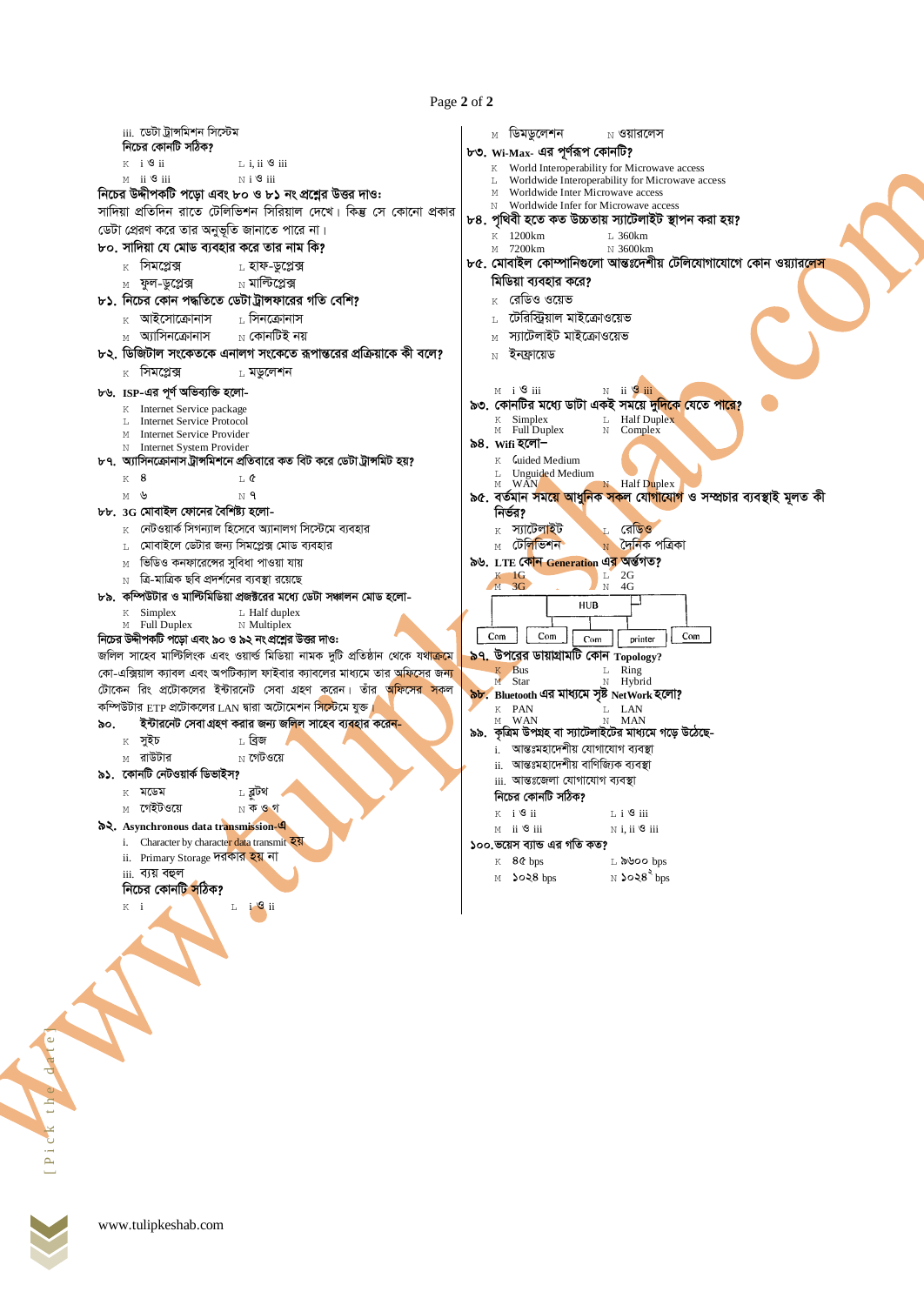iii. ডেটা ট্রান্সমিশন সিস্টেম

নিচের কোনটি সঠিক?

K i ও ii  L i, ii ও iii

M ii ও iii  N i ও iii

**নিচের উদ্দীপকটি পড়ো এবং ৮০ ও ৮১ নং প্রশ্নের উত্তর দাওঃ**

সাদিয়া প্রতিদিন রাতে টেলিভিশন সিরিয়াল দেখে। কিন্তু সে কোনো প্রকার ডেটা প্রেরণ করে তার অনুভূতি জানাতে পারে না।

**৮০. সাদিয়া যে মোড ব্যবহার করে তার নাম কি?**

K সিমপ্লেক্স  L হাফ-ডুপ্লেক্স

M ফুল-ডুপ্লেক্স  N মাল্টিপ্লেক্স

**৮১. নিচের কোন পদ্ধতিতে ডেটা ট্রান্সফারের গতি বেশি?**

K আইসোক্রোনাস  L সিনক্রোনাস

M অ্যাসিনক্রোনাস  N কোনটিই নয়

**৮২. ডিজিটাল সংকেতকে এনালগ সংকেতে রূপান্তরের প্রক্রিয়াকে কী বলে?**

K সিমপ্লেক্স  L মডুলেশন

M ডিমডুলেশন  N ওয়ারলেস

**৮৩. Wi-Max- এর পূর্ণরূপ কোনটি?**

K World Interoperability for Microwave access

L Worldwide Interoperability for Microwave access

M Worldwide Inter Microwave access

N Worldwide Infer for Microwave access

**৮৪. পৃথিবী হতে কত উচ্চতায় স্যাটেলাইট স্থাপন করা হয়?**

K 1200km  L 360km

M 7200km  N 3600km

**৮৫. মোবাইল কোম্পানিগুলো আন্তঃদেশীয় টেলিযোগাযোগে কোন ওয়্যারলেস মিডিয়া ব্যবহার করে?**

K রেডিও ওয়েভ

L টেরিস্ট্রিয়াল মাইক্রোওয়েভ

M স্যাটেলাইট মাইক্রোওয়েভ

N ইনফ্রায়েড

**৮৬. ISP-এর পূর্ণ অভিব্যক্তি হলো-**

K Internet Service package

L Internet Service Protocol

M Internet Service Provider

N Internet System Provider

**৮৭. অ্যাসিনক্রোনাস ট্রান্সমিশনে প্রতিবারে কত বিট করে ডেটা ট্রান্সমিট হয়?**

K ৪  L ৫

M ৬  N ৭

**৮৮. 3G মোবাইল ফোনের বৈশিষ্ট্য হলো-**

K নেটওয়ার্ক সিগন্যাল হিসেবে অ্যানালগ সিস্টেমে ব্যবহার

L মোবাইলে ডেটার জন্য সিমপ্লেক্স মোড ব্যবহার

M ভিডিও কনফারেন্সের সুবিধা পাওয়া যায়

N ত্রি-মাত্রিক ছবি প্রদর্শনের ব্যবস্থা রয়েছে

**৮৯. কম্পিউটার ও মাল্টিমিডিয়া প্রজেক্টরের মধ্যে ডেটা সঞ্চালন মোড হলো-**

K Simplex  L Half duplex

M Full Duplex  N Multiplex

**নিচের উদ্দীপকটি পড়ো এবং ৯০ ও ৯২ নং প্রশ্নের উত্তর দাওঃ**

জলিল সাহেব মাল্টিলিংক এবং ওয়ার্ল্ড মিডিয়া নামক দুটি প্রতিষ্ঠান থেকে যথাক্রমে কো-এক্সিয়াল ক্যাবল এবং অপটিক্যাল ফাইবার ক্যাবলের মাধ্যমে তার অফিসের জন্য টোকেন রিং প্রটোকলের ইন্টারনেট সেবা গ্রহণ করেন। তাঁর অফিসের সকল কম্পিউটার ETP প্রটোকলের LAN দ্বারা অটোমেশন সিস্টেমে যুক্ত।

**৯০. ইন্টারনেট সেবা গ্রহণ করার জন্য জলিল সাহেব ব্যবহার করেন-**

K সুইচ  L ব্রিজ

M রাউটার  N গেটওয়ে

**৯১. কোনটি নেটওয়ার্ক ডিভাইস?**

K মডেম  L ব্লুটথ

M গেইটওয়ে  N ক ও গ

**৯২. Asynchronous data transmission-এ**

i. Character by character data transmit হয়

ii. Primary Storage দরকার হয় না

iii. ব্যয় বহুল

নিচের কোনটি সঠিক?

K i  L i ও ii

M i ও iii  N ii ও iii

**৯৩. কোনটির মধ্যে ডাটা একই সময়ে দুদিকে যেতে পারে?**

K Simplex  L Half Duplex

M Full Duplex  N Complex

**৯৪. Wifi হলো–**

K Guided Medium

L Unguided Medium

M WAN  N Half Duplex

**৯৫. বর্তমান সময়ে আধুনিক সকল যোগাযোগ ও সম্প্রচার ব্যবস্থাই মূলত কী নির্ভর?**

K স্যাটেলাইট  L রেডিও

M টেলিভিশন  N দৈনিক পত্রিকা

**৯৬. LTE কোন Generation এর অর্ন্তগত?**

K 1G  L 2G

M 3G  N 4G

HUB

Com  Com  Com  printer  Com

**৯৭. উপরের ডায়াগ্রামটি কোন Topology?**

K Bus  L Ring

M Star  N Hybrid

**৯৮. Bluetooth এর মাধ্যমে সৃষ্ট NetWork হলো?**

K PAN  L LAN

M WAN  N MAN

**৯৯. কৃত্রিম উপগ্রহ বা স্যাটেলাইটের মাধ্যমে গড়ে উঠেছে-**

i. আন্তঃমহাদেশীয় যোগাযোগ ব্যবস্থা

ii. আন্তঃমহাদেশীয় বাণিজ্যিক ব্যবস্থা

iii. আন্তঃজেলা যোগাযোগ ব্যবস্থা

নিচের কোনটি সঠিক?

K i ও ii  L i ও iii

M ii ও iii  N i, ii ও iii

**১০০. ভয়েস ব্যান্ড এর গতি কত?**

K ৪৫ bps  L ৯৬০০ bps

M ১০২৪ bps  N $১০২৪^২$ bps

www.tulipkeshab.com